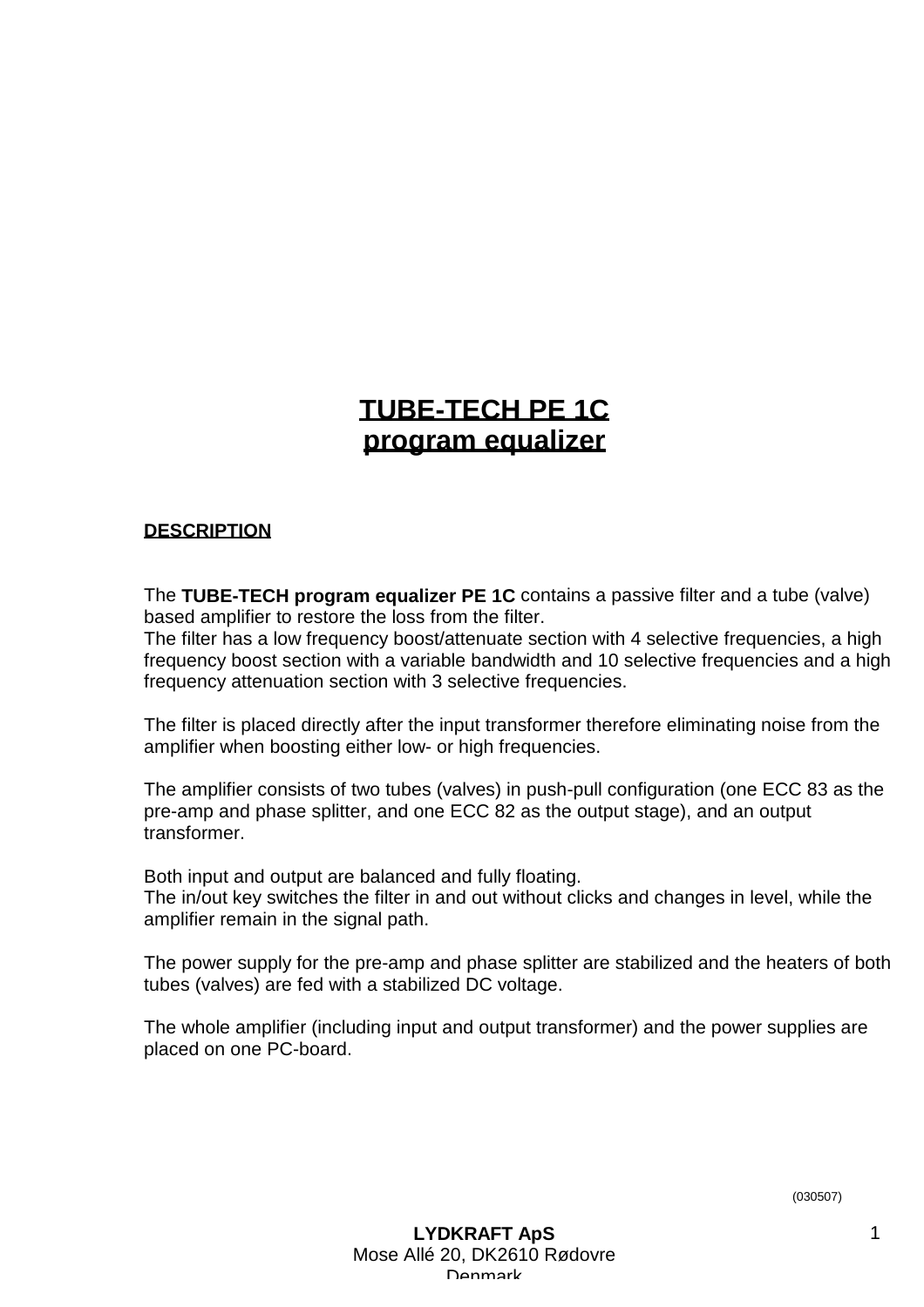# TUBE-TECH PE 1C program equalizer

## DESCRIPTION

The **TUBE-TECH program equalizer PE 1C** contains a passive filter and a tube (valve) based amplifier to restore the loss from the filter.
The filter has a low frequency boost/attenuate section with 4 selective frequencies, a high frequency boost section with a variable bandwidth and 10 selective frequencies and a high frequency attenuation section with 3 selective frequencies.

The filter is placed directly after the input transformer therefore eliminating noise from the amplifier when boosting either low- or high frequencies.

The amplifier consists of two tubes (valves) in push-pull configuration (one ECC 83 as the pre-amp and phase splitter, and one ECC 82 as the output stage), and an output transformer.

Both input and output are balanced and fully floating.
The in/out key switches the filter in and out without clicks and changes in level, while the amplifier remain in the signal path.

The power supply for the pre-amp and phase splitter are stabilized and the heaters of both tubes (valves) are fed with a stabilized DC voltage.

The whole amplifier (including input and output transformer) and the power supplies are placed on one PC-board.

(030507)

**LYDKRAFT ApS**
Mose Allé 20, DK2610 Rødovre
Denmark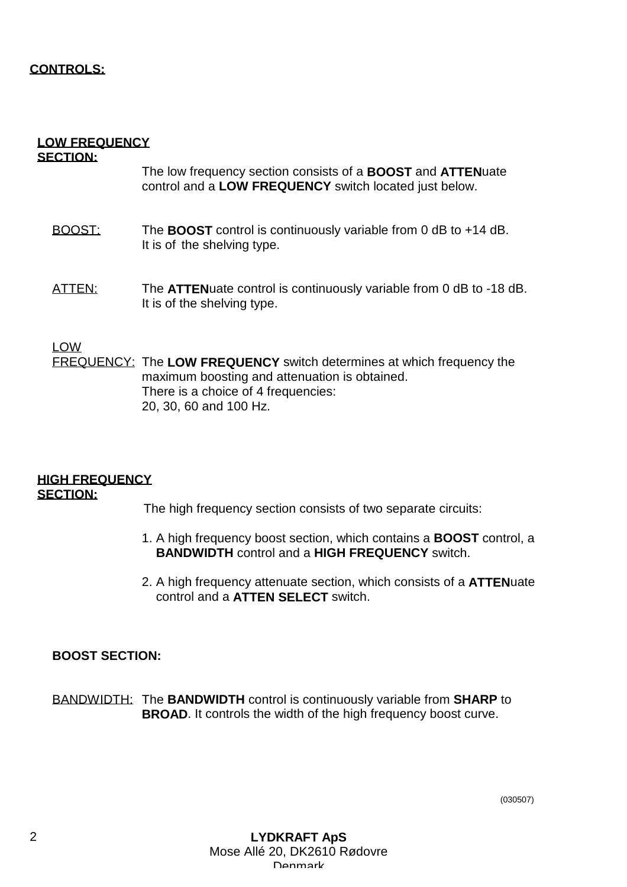**CONTROLS:**

**LOW FREQUENCY SECTION:**

The low frequency section consists of a **BOOST** and **ATTEN**uate control and a **LOW FREQUENCY** switch located just below.

BOOST: The **BOOST** control is continuously variable from 0 dB to +14 dB. It is of the shelving type.

ATTEN: The **ATTEN**uate control is continuously variable from 0 dB to -18 dB. It is of the shelving type.

LOW FREQUENCY: The **LOW FREQUENCY** switch determines at which frequency the maximum boosting and attenuation is obtained. There is a choice of 4 frequencies: 20, 30, 60 and 100 Hz.

**HIGH FREQUENCY SECTION:**

The high frequency section consists of two separate circuits:

1. A high frequency boost section, which contains a **BOOST** control, a **BANDWIDTH** control and a **HIGH FREQUENCY** switch.

2. A high frequency attenuate section, which consists of a **ATTEN**uate control and a **ATTEN SELECT** switch.

**BOOST SECTION:**

BANDWIDTH: The **BANDWIDTH** control is continuously variable from **SHARP** to **BROAD**. It controls the width of the high frequency boost curve.

(030507)

**LYDKRAFT ApS**
Mose Allé 20, DK2610 Rødovre
Denmark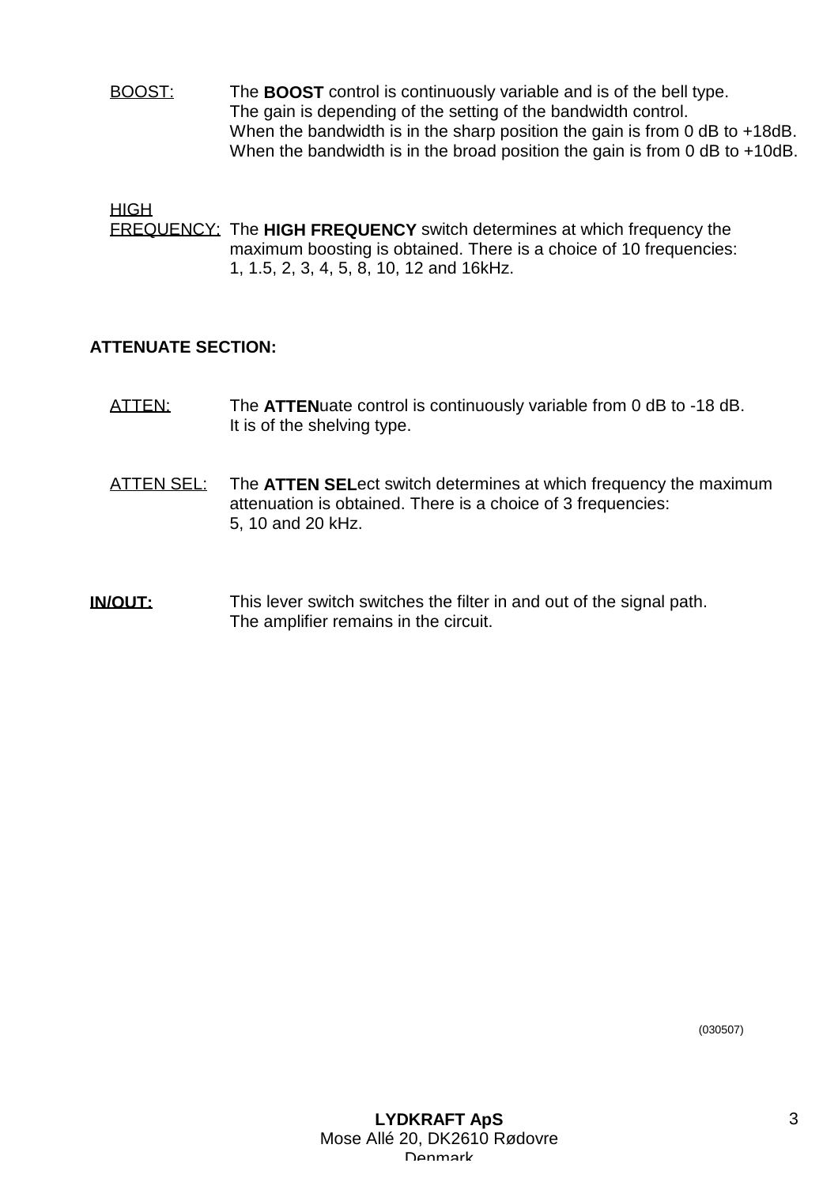<u>BOOST:</u> The **BOOST** control is continuously variable and is of the bell type.
The gain is depending of the setting of the bandwidth control.
When the bandwidth is in the sharp position the gain is from 0 dB to +18dB.
When the bandwidth is in the broad position the gain is from 0 dB to +10dB.

<u>HIGH FREQUENCY:</u> The **HIGH FREQUENCY** switch determines at which frequency the maximum boosting is obtained. There is a choice of 10 frequencies:
1, 1.5, 2, 3, 4, 5, 8, 10, 12 and 16kHz.

**ATTENUATE SECTION:**

<u>ATTEN:</u> The **ATTEN**uate control is continuously variable from 0 dB to -18 dB.
It is of the shelving type.

<u>ATTEN SEL:</u> The **ATTEN SEL**ect switch determines at which frequency the maximum attenuation is obtained. There is a choice of 3 frequencies:
5, 10 and 20 kHz.

**<u>IN/OUT:</u>** This lever switch switches the filter in and out of the signal path.
The amplifier remains in the circuit.

(030507)

**LYDKRAFT ApS**
Mose Allé 20, DK2610 Rødovre
Denmark